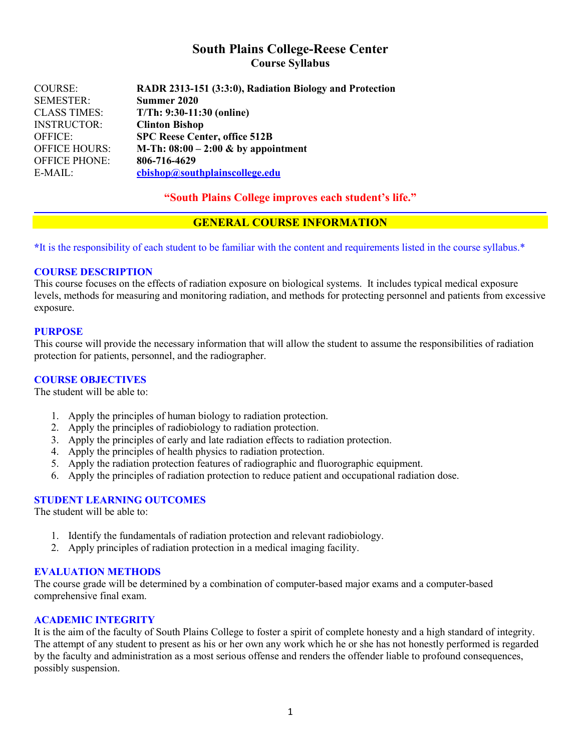# South Plains College-Reese Center
## Course Syllabus

| | |
|---|---|
| COURSE: | **RADR 2313-151 (3:3:0), Radiation Biology and Protection** |
| SEMESTER: | **Summer 2020** |
| CLASS TIMES: | **T/Th: 9:30-11:30 (online)** |
| INSTRUCTOR: | **Clinton Bishop** |
| OFFICE: | **SPC Reese Center, office 512B** |
| OFFICE HOURS: | **M-Th: 08:00 – 2:00 & by appointment** |
| OFFICE PHONE: | **806-716-4629** |
| E-MAIL: | **cbishop@southplainscollege.edu** |

**"South Plains College improves each student's life."**

## GENERAL COURSE INFORMATION

***It is the responsibility of each student to be familiar with the content and requirements listed in the course syllabus.***

### COURSE DESCRIPTION

This course focuses on the effects of radiation exposure on biological systems. It includes typical medical exposure levels, methods for measuring and monitoring radiation, and methods for protecting personnel and patients from excessive exposure.

### PURPOSE

This course will provide the necessary information that will allow the student to assume the responsibilities of radiation protection for patients, personnel, and the radiographer.

### COURSE OBJECTIVES

The student will be able to:

1. Apply the principles of human biology to radiation protection.
2. Apply the principles of radiobiology to radiation protection.
3. Apply the principles of early and late radiation effects to radiation protection.
4. Apply the principles of health physics to radiation protection.
5. Apply the radiation protection features of radiographic and fluorographic equipment.
6. Apply the principles of radiation protection to reduce patient and occupational radiation dose.

### STUDENT LEARNING OUTCOMES

The student will be able to:

1. Identify the fundamentals of radiation protection and relevant radiobiology.
2. Apply principles of radiation protection in a medical imaging facility.

### EVALUATION METHODS

The course grade will be determined by a combination of computer-based major exams and a computer-based comprehensive final exam.

### ACADEMIC INTEGRITY

It is the aim of the faculty of South Plains College to foster a spirit of complete honesty and a high standard of integrity. The attempt of any student to present as his or her own any work which he or she has not honestly performed is regarded by the faculty and administration as a most serious offense and renders the offender liable to profound consequences, possibly suspension.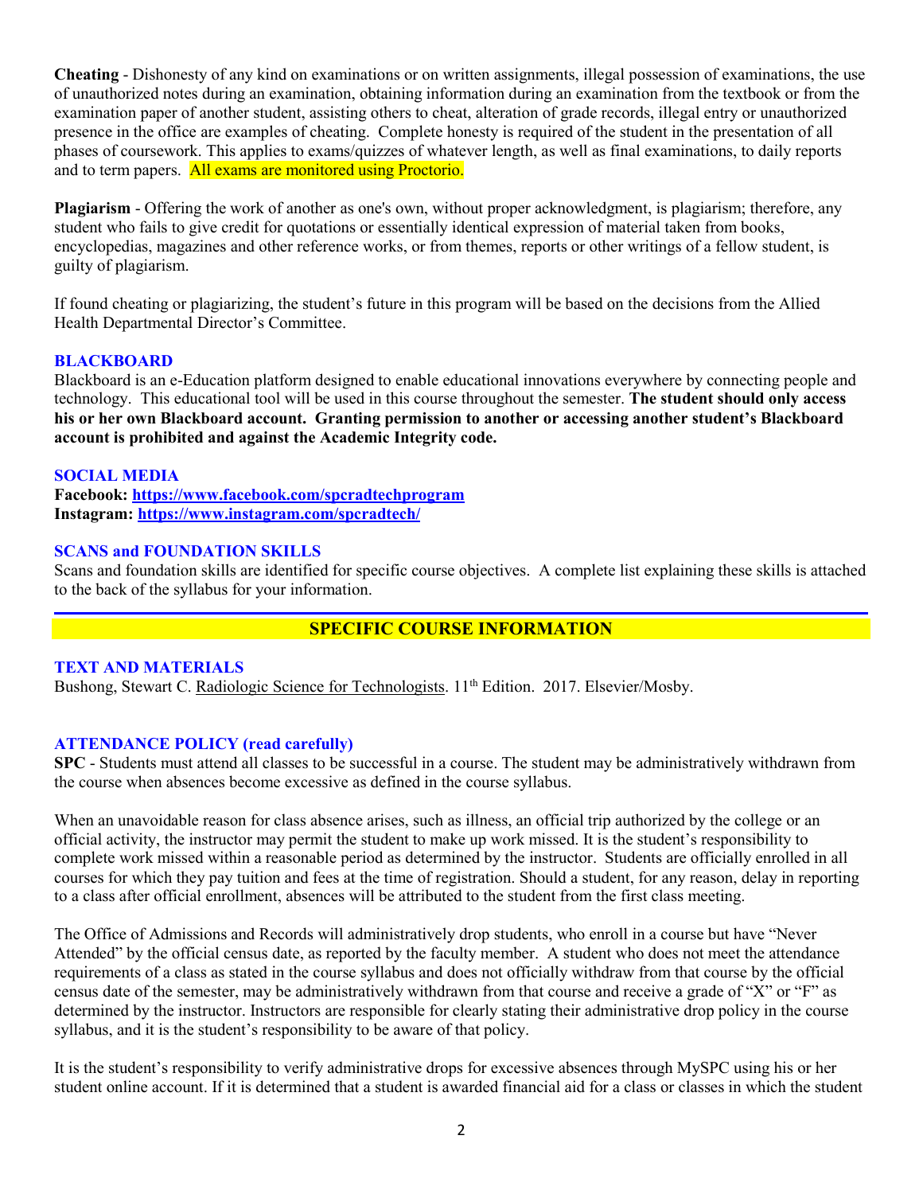**Cheating** - Dishonesty of any kind on examinations or on written assignments, illegal possession of examinations, the use of unauthorized notes during an examination, obtaining information during an examination from the textbook or from the examination paper of another student, assisting others to cheat, alteration of grade records, illegal entry or unauthorized presence in the office are examples of cheating. Complete honesty is required of the student in the presentation of all phases of coursework. This applies to exams/quizzes of whatever length, as well as final examinations, to daily reports and to term papers. All exams are monitored using Proctorio.

**Plagiarism** - Offering the work of another as one's own, without proper acknowledgment, is plagiarism; therefore, any student who fails to give credit for quotations or essentially identical expression of material taken from books, encyclopedias, magazines and other reference works, or from themes, reports or other writings of a fellow student, is guilty of plagiarism.

If found cheating or plagiarizing, the student's future in this program will be based on the decisions from the Allied Health Departmental Director's Committee.

### BLACKBOARD

Blackboard is an e-Education platform designed to enable educational innovations everywhere by connecting people and technology. This educational tool will be used in this course throughout the semester. **The student should only access his or her own Blackboard account. Granting permission to another or accessing another student's Blackboard account is prohibited and against the Academic Integrity code.**

### SOCIAL MEDIA

**Facebook:** **https://www.facebook.com/spcradtechprogram**
**Instagram:** **https://www.instagram.com/spcradtech/**

### SCANS and FOUNDATION SKILLS

Scans and foundation skills are identified for specific course objectives. A complete list explaining these skills is attached to the back of the syllabus for your information.

## SPECIFIC COURSE INFORMATION

### TEXT AND MATERIALS

Bushong, Stewart C. Radiologic Science for Technologists. 11th Edition. 2017. Elsevier/Mosby.

### ATTENDANCE POLICY (read carefully)

**SPC** - Students must attend all classes to be successful in a course. The student may be administratively withdrawn from the course when absences become excessive as defined in the course syllabus.

When an unavoidable reason for class absence arises, such as illness, an official trip authorized by the college or an official activity, the instructor may permit the student to make up work missed. It is the student's responsibility to complete work missed within a reasonable period as determined by the instructor. Students are officially enrolled in all courses for which they pay tuition and fees at the time of registration. Should a student, for any reason, delay in reporting to a class after official enrollment, absences will be attributed to the student from the first class meeting.

The Office of Admissions and Records will administratively drop students, who enroll in a course but have "Never Attended" by the official census date, as reported by the faculty member. A student who does not meet the attendance requirements of a class as stated in the course syllabus and does not officially withdraw from that course by the official census date of the semester, may be administratively withdrawn from that course and receive a grade of "X" or "F" as determined by the instructor. Instructors are responsible for clearly stating their administrative drop policy in the course syllabus, and it is the student's responsibility to be aware of that policy.

It is the student's responsibility to verify administrative drops for excessive absences through MySPC using his or her student online account. If it is determined that a student is awarded financial aid for a class or classes in which the student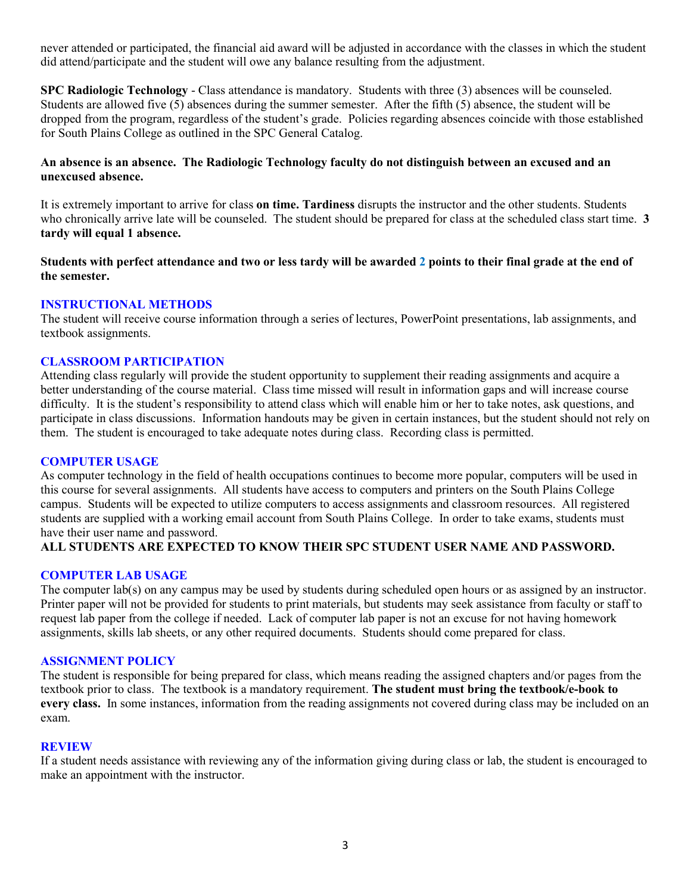never attended or participated, the financial aid award will be adjusted in accordance with the classes in which the student did attend/participate and the student will owe any balance resulting from the adjustment.

**SPC Radiologic Technology** - Class attendance is mandatory. Students with three (3) absences will be counseled. Students are allowed five (5) absences during the summer semester. After the fifth (5) absence, the student will be dropped from the program, regardless of the student's grade. Policies regarding absences coincide with those established for South Plains College as outlined in the SPC General Catalog.

**An absence is an absence. The Radiologic Technology faculty do not distinguish between an excused and an unexcused absence.**

It is extremely important to arrive for class **on time. Tardiness** disrupts the instructor and the other students. Students who chronically arrive late will be counseled. The student should be prepared for class at the scheduled class start time. **3 tardy will equal 1 absence.**

**Students with perfect attendance and two or less tardy will be awarded 2 points to their final grade at the end of the semester.**

## INSTRUCTIONAL METHODS

The student will receive course information through a series of lectures, PowerPoint presentations, lab assignments, and textbook assignments.

## CLASSROOM PARTICIPATION

Attending class regularly will provide the student opportunity to supplement their reading assignments and acquire a better understanding of the course material. Class time missed will result in information gaps and will increase course difficulty. It is the student's responsibility to attend class which will enable him or her to take notes, ask questions, and participate in class discussions. Information handouts may be given in certain instances, but the student should not rely on them. The student is encouraged to take adequate notes during class. Recording class is permitted.

## COMPUTER USAGE

As computer technology in the field of health occupations continues to become more popular, computers will be used in this course for several assignments. All students have access to computers and printers on the South Plains College campus. Students will be expected to utilize computers to access assignments and classroom resources. All registered students are supplied with a working email account from South Plains College. In order to take exams, students must have their user name and password.

**ALL STUDENTS ARE EXPECTED TO KNOW THEIR SPC STUDENT USER NAME AND PASSWORD.**

## COMPUTER LAB USAGE

The computer lab(s) on any campus may be used by students during scheduled open hours or as assigned by an instructor. Printer paper will not be provided for students to print materials, but students may seek assistance from faculty or staff to request lab paper from the college if needed. Lack of computer lab paper is not an excuse for not having homework assignments, skills lab sheets, or any other required documents. Students should come prepared for class.

## ASSIGNMENT POLICY

The student is responsible for being prepared for class, which means reading the assigned chapters and/or pages from the textbook prior to class. The textbook is a mandatory requirement. **The student must bring the textbook/e-book to every class.** In some instances, information from the reading assignments not covered during class may be included on an exam.

## REVIEW

If a student needs assistance with reviewing any of the information giving during class or lab, the student is encouraged to make an appointment with the instructor.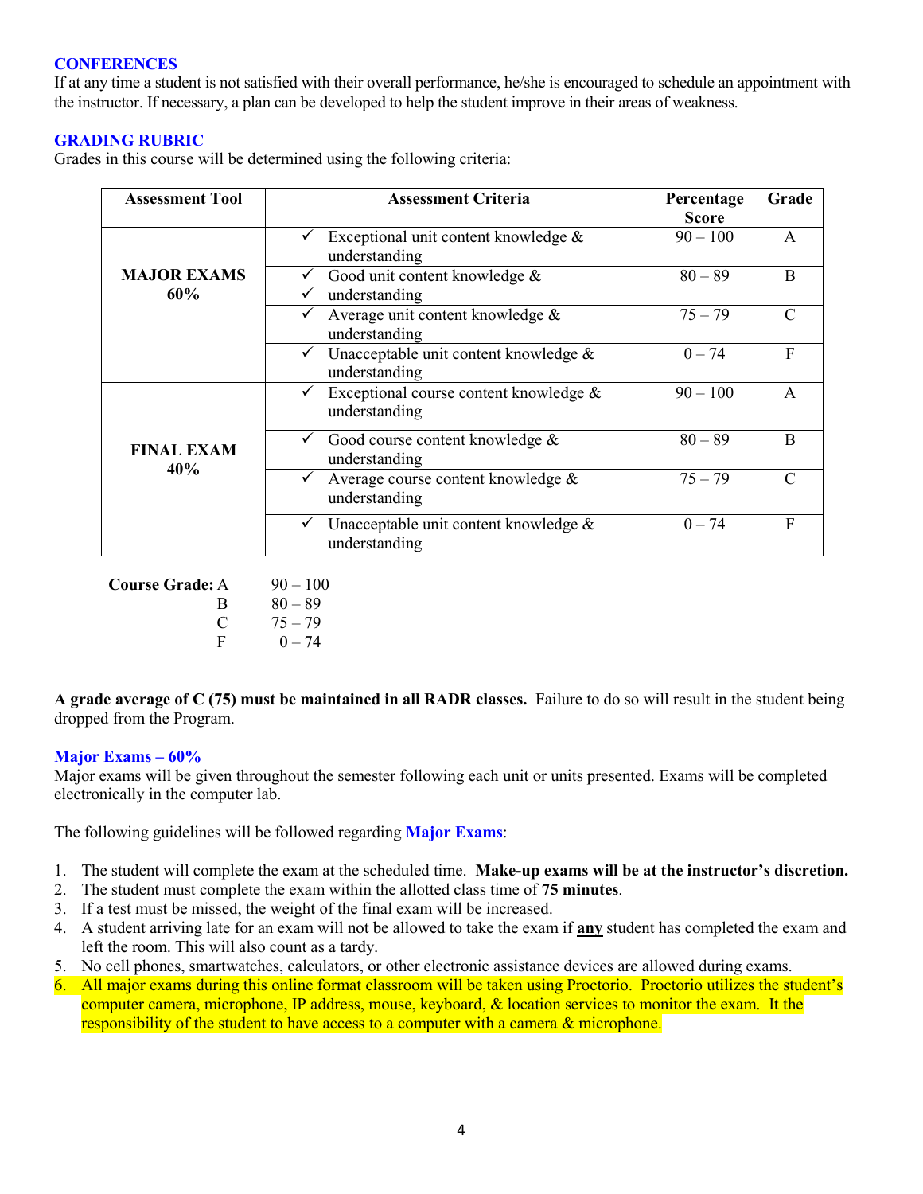### CONFERENCES

If at any time a student is not satisfied with their overall performance, he/she is encouraged to schedule an appointment with the instructor. If necessary, a plan can be developed to help the student improve in their areas of weakness.

### GRADING RUBRIC

Grades in this course will be determined using the following criteria:

| Assessment Tool | Assessment Criteria | Percentage Score | Grade |
|---|---|---|---|
| **MAJOR EXAMS 60%** | ✓ Exceptional unit content knowledge & understanding | 90 – 100 | A |
| | ✓ Good unit content knowledge & ✓ understanding | 80 – 89 | B |
| | ✓ Average unit content knowledge & understanding | 75 – 79 | C |
| | ✓ Unacceptable unit content knowledge & understanding | 0 – 74 | F |
| **FINAL EXAM 40%** | ✓ Exceptional course content knowledge & understanding | 90 – 100 | A |
| | ✓ Good course content knowledge & understanding | 80 – 89 | B |
| | ✓ Average course content knowledge & understanding | 75 – 79 | C |
| | ✓ Unacceptable unit content knowledge & understanding | 0 – 74 | F |

**Course Grade:** A 90 – 100
B 80 – 89
C 75 – 79
F 0 – 74

**A grade average of C (75) must be maintained in all RADR classes.** Failure to do so will result in the student being dropped from the Program.

### Major Exams – 60%

Major exams will be given throughout the semester following each unit or units presented. Exams will be completed electronically in the computer lab.

The following guidelines will be followed regarding **Major Exams**:

1. The student will complete the exam at the scheduled time. **Make-up exams will be at the instructor's discretion.**
2. The student must complete the exam within the allotted class time of **75 minutes**.
3. If a test must be missed, the weight of the final exam will be increased.
4. A student arriving late for an exam will not be allowed to take the exam if **any** student has completed the exam and left the room. This will also count as a tardy.
5. No cell phones, smartwatches, calculators, or other electronic assistance devices are allowed during exams.
6. All major exams during this online format classroom will be taken using Proctorio. Proctorio utilizes the student's computer camera, microphone, IP address, mouse, keyboard, & location services to monitor the exam. It the responsibility of the student to have access to a computer with a camera & microphone.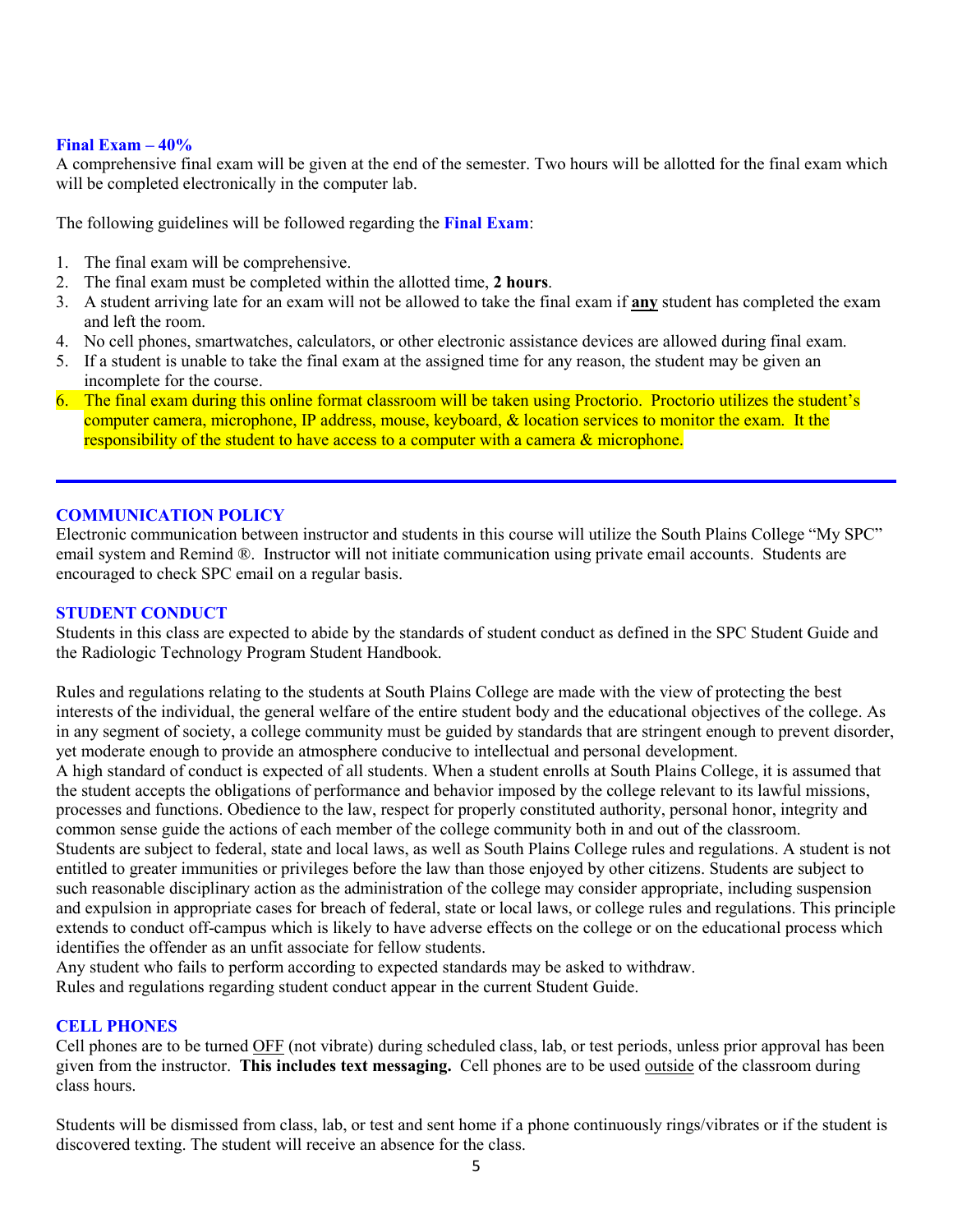### Final Exam – 40%

A comprehensive final exam will be given at the end of the semester. Two hours will be allotted for the final exam which will be completed electronically in the computer lab.

The following guidelines will be followed regarding the **Final Exam**:

1. The final exam will be comprehensive.
2. The final exam must be completed within the allotted time, **2 hours**.
3. A student arriving late for an exam will not be allowed to take the final exam if **any** student has completed the exam and left the room.
4. No cell phones, smartwatches, calculators, or other electronic assistance devices are allowed during final exam.
5. If a student is unable to take the final exam at the assigned time for any reason, the student may be given an incomplete for the course.
6. The final exam during this online format classroom will be taken using Proctorio. Proctorio utilizes the student's computer camera, microphone, IP address, mouse, keyboard, & location services to monitor the exam. It the responsibility of the student to have access to a computer with a camera & microphone.

---

### COMMUNICATION POLICY

Electronic communication between instructor and students in this course will utilize the South Plains College "My SPC" email system and Remind ®. Instructor will not initiate communication using private email accounts. Students are encouraged to check SPC email on a regular basis.

### STUDENT CONDUCT

Students in this class are expected to abide by the standards of student conduct as defined in the SPC Student Guide and the Radiologic Technology Program Student Handbook.

Rules and regulations relating to the students at South Plains College are made with the view of protecting the best interests of the individual, the general welfare of the entire student body and the educational objectives of the college. As in any segment of society, a college community must be guided by standards that are stringent enough to prevent disorder, yet moderate enough to provide an atmosphere conducive to intellectual and personal development.

A high standard of conduct is expected of all students. When a student enrolls at South Plains College, it is assumed that the student accepts the obligations of performance and behavior imposed by the college relevant to its lawful missions, processes and functions. Obedience to the law, respect for properly constituted authority, personal honor, integrity and common sense guide the actions of each member of the college community both in and out of the classroom.

Students are subject to federal, state and local laws, as well as South Plains College rules and regulations. A student is not entitled to greater immunities or privileges before the law than those enjoyed by other citizens. Students are subject to such reasonable disciplinary action as the administration of the college may consider appropriate, including suspension and expulsion in appropriate cases for breach of federal, state or local laws, or college rules and regulations. This principle extends to conduct off-campus which is likely to have adverse effects on the college or on the educational process which identifies the offender as an unfit associate for fellow students.

Any student who fails to perform according to expected standards may be asked to withdraw.

Rules and regulations regarding student conduct appear in the current Student Guide.

### CELL PHONES

Cell phones are to be turned OFF (not vibrate) during scheduled class, lab, or test periods, unless prior approval has been given from the instructor. **This includes text messaging.** Cell phones are to be used outside of the classroom during class hours.

Students will be dismissed from class, lab, or test and sent home if a phone continuously rings/vibrates or if the student is discovered texting. The student will receive an absence for the class.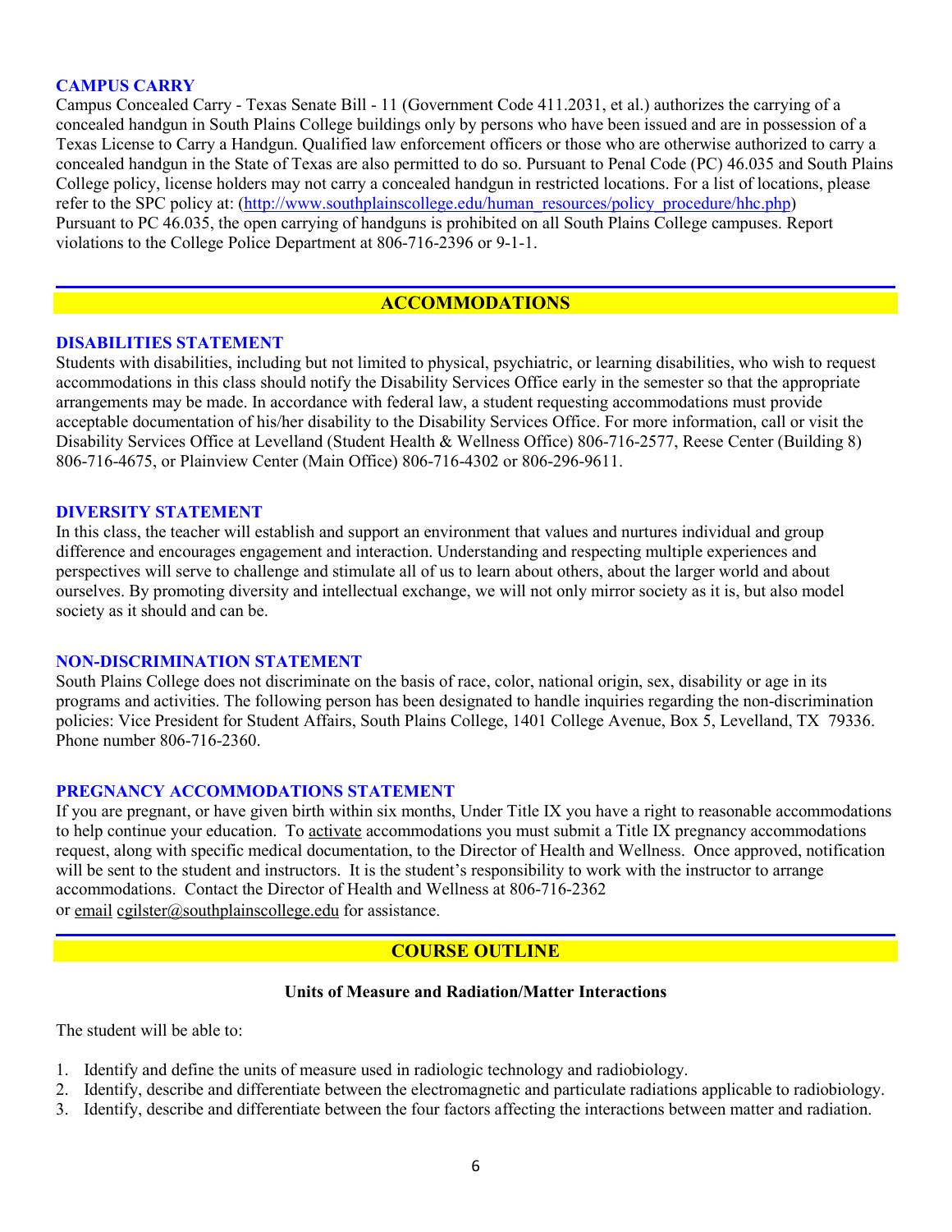### CAMPUS CARRY

Campus Concealed Carry - Texas Senate Bill - 11 (Government Code 411.2031, et al.) authorizes the carrying of a concealed handgun in South Plains College buildings only by persons who have been issued and are in possession of a Texas License to Carry a Handgun. Qualified law enforcement officers or those who are otherwise authorized to carry a concealed handgun in the State of Texas are also permitted to do so. Pursuant to Penal Code (PC) 46.035 and South Plains College policy, license holders may not carry a concealed handgun in restricted locations. For a list of locations, please refer to the SPC policy at: (http://www.southplainscollege.edu/human_resources/policy_procedure/hhc.php) Pursuant to PC 46.035, the open carrying of handguns is prohibited on all South Plains College campuses. Report violations to the College Police Department at 806-716-2396 or 9-1-1.

## ACCOMMODATIONS

### DISABILITIES STATEMENT

Students with disabilities, including but not limited to physical, psychiatric, or learning disabilities, who wish to request accommodations in this class should notify the Disability Services Office early in the semester so that the appropriate arrangements may be made. In accordance with federal law, a student requesting accommodations must provide acceptable documentation of his/her disability to the Disability Services Office. For more information, call or visit the Disability Services Office at Levelland (Student Health & Wellness Office) 806-716-2577, Reese Center (Building 8) 806-716-4675, or Plainview Center (Main Office) 806-716-4302 or 806-296-9611.

### DIVERSITY STATEMENT

In this class, the teacher will establish and support an environment that values and nurtures individual and group difference and encourages engagement and interaction. Understanding and respecting multiple experiences and perspectives will serve to challenge and stimulate all of us to learn about others, about the larger world and about ourselves. By promoting diversity and intellectual exchange, we will not only mirror society as it is, but also model society as it should and can be.

### NON-DISCRIMINATION STATEMENT

South Plains College does not discriminate on the basis of race, color, national origin, sex, disability or age in its programs and activities. The following person has been designated to handle inquiries regarding the non-discrimination policies: Vice President for Student Affairs, South Plains College, 1401 College Avenue, Box 5, Levelland, TX 79336. Phone number 806-716-2360.

### PREGNANCY ACCOMMODATIONS STATEMENT

If you are pregnant, or have given birth within six months, Under Title IX you have a right to reasonable accommodations to help continue your education. To activate accommodations you must submit a Title IX pregnancy accommodations request, along with specific medical documentation, to the Director of Health and Wellness. Once approved, notification will be sent to the student and instructors. It is the student's responsibility to work with the instructor to arrange accommodations. Contact the Director of Health and Wellness at 806-716-2362 or email cgilster@southplainscollege.edu for assistance.

## COURSE OUTLINE

**Units of Measure and Radiation/Matter Interactions**

The student will be able to:

1. Identify and define the units of measure used in radiologic technology and radiobiology.
2. Identify, describe and differentiate between the electromagnetic and particulate radiations applicable to radiobiology.
3. Identify, describe and differentiate between the four factors affecting the interactions between matter and radiation.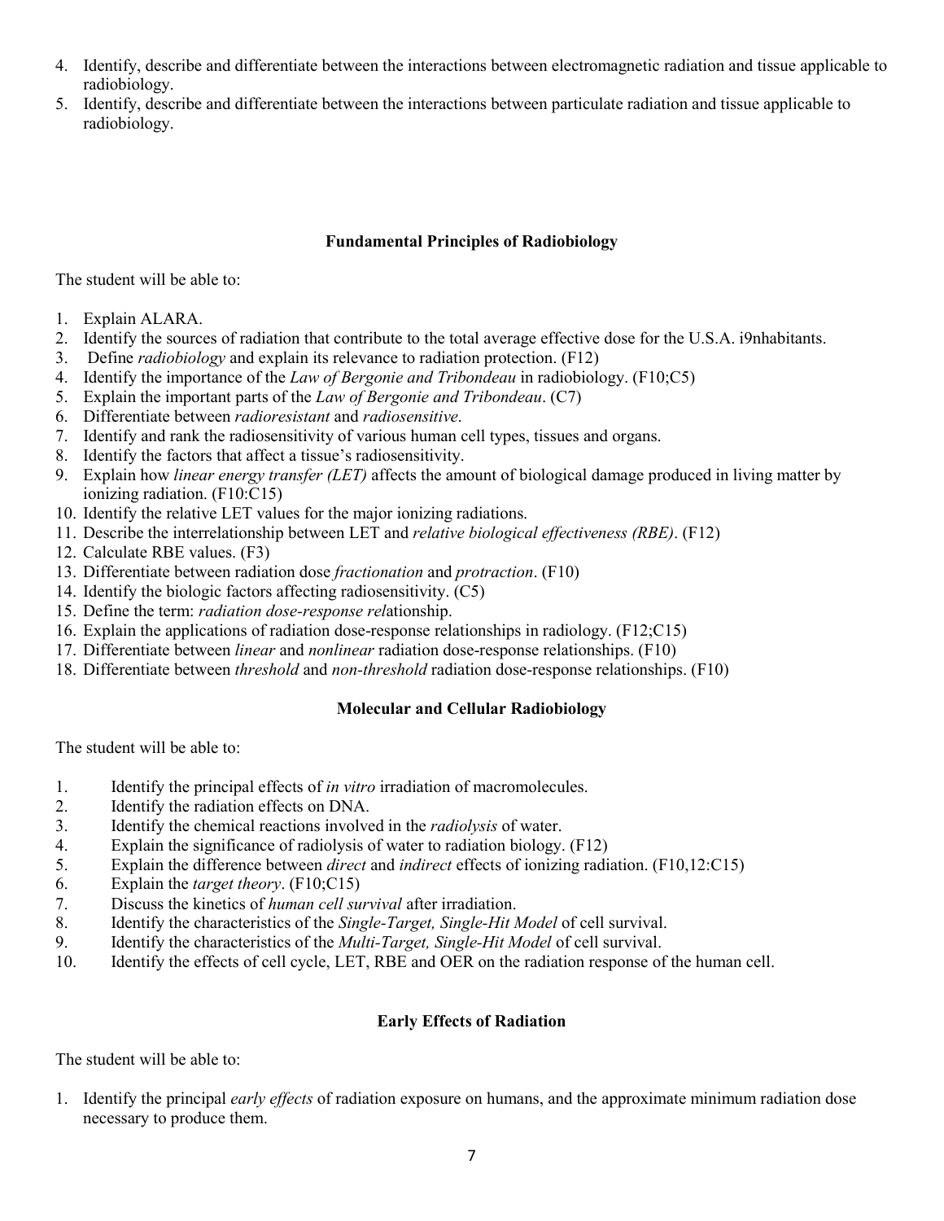4. Identify, describe and differentiate between the interactions between electromagnetic radiation and tissue applicable to radiobiology.
5. Identify, describe and differentiate between the interactions between particulate radiation and tissue applicable to radiobiology.

## Fundamental Principles of Radiobiology

The student will be able to:

1. Explain ALARA.
2. Identify the sources of radiation that contribute to the total average effective dose for the U.S.A. i9nhabitants.
3. Define *radiobiology* and explain its relevance to radiation protection. (F12)
4. Identify the importance of the *Law of Bergonie and Tribondeau* in radiobiology. (F10;C5)
5. Explain the important parts of the *Law of Bergonie and Tribondeau*. (C7)
6. Differentiate between *radioresistant* and *radiosensitive*.
7. Identify and rank the radiosensitivity of various human cell types, tissues and organs.
8. Identify the factors that affect a tissue's radiosensitivity.
9. Explain how *linear energy transfer (LET)* affects the amount of biological damage produced in living matter by ionizing radiation. (F10:C15)
10. Identify the relative LET values for the major ionizing radiations.
11. Describe the interrelationship between LET and *relative biological effectiveness (RBE)*. (F12)
12. Calculate RBE values. (F3)
13. Differentiate between radiation dose *fractionation* and *protraction*. (F10)
14. Identify the biologic factors affecting radiosensitivity. (C5)
15. Define the term: *radiation dose-response rel*ationship.
16. Explain the applications of radiation dose-response relationships in radiology. (F12;C15)
17. Differentiate between *linear* and *nonlinear* radiation dose-response relationships. (F10)
18. Differentiate between *threshold* and *non-threshold* radiation dose-response relationships. (F10)

## Molecular and Cellular Radiobiology

The student will be able to:

1. Identify the principal effects of *in vitro* irradiation of macromolecules.
2. Identify the radiation effects on DNA.
3. Identify the chemical reactions involved in the *radiolysis* of water.
4. Explain the significance of radiolysis of water to radiation biology. (F12)
5. Explain the difference between *direct* and *indirect* effects of ionizing radiation. (F10,12:C15)
6. Explain the *target theory*. (F10;C15)
7. Discuss the kinetics of *human cell survival* after irradiation.
8. Identify the characteristics of the *Single-Target, Single-Hit Model* of cell survival.
9. Identify the characteristics of the *Multi-Target, Single-Hit Model* of cell survival.
10. Identify the effects of cell cycle, LET, RBE and OER on the radiation response of the human cell.

## Early Effects of Radiation

The student will be able to:

1. Identify the principal *early effects* of radiation exposure on humans, and the approximate minimum radiation dose necessary to produce them.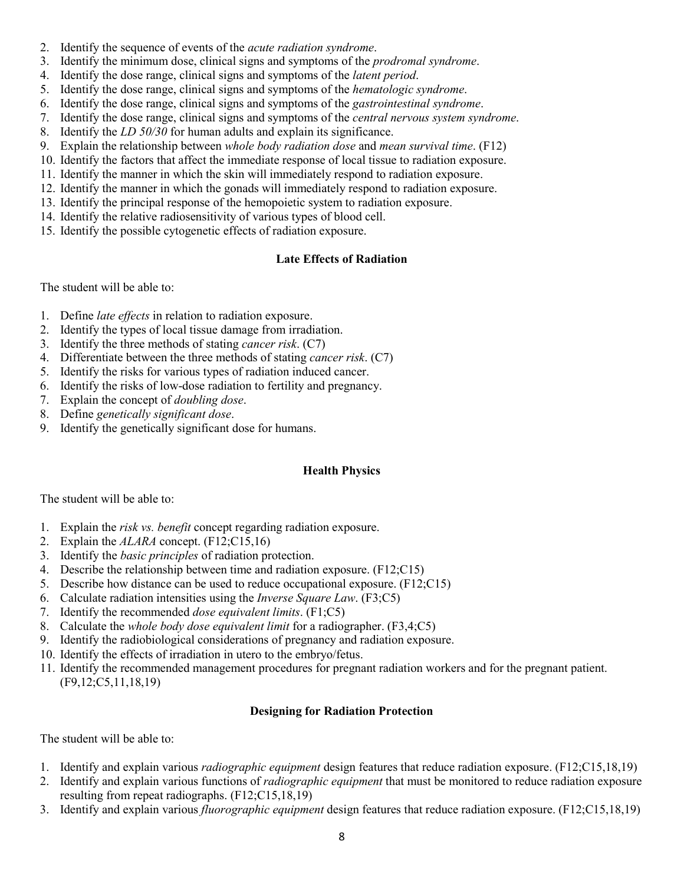2. Identify the sequence of events of the *acute radiation syndrome*.
3. Identify the minimum dose, clinical signs and symptoms of the *prodromal syndrome*.
4. Identify the dose range, clinical signs and symptoms of the *latent period*.
5. Identify the dose range, clinical signs and symptoms of the *hematologic syndrome*.
6. Identify the dose range, clinical signs and symptoms of the *gastrointestinal syndrome*.
7. Identify the dose range, clinical signs and symptoms of the *central nervous system syndrome*.
8. Identify the *LD 50/30* for human adults and explain its significance.
9. Explain the relationship between *whole body radiation dose* and *mean survival time*. (F12)
10. Identify the factors that affect the immediate response of local tissue to radiation exposure.
11. Identify the manner in which the skin will immediately respond to radiation exposure.
12. Identify the manner in which the gonads will immediately respond to radiation exposure.
13. Identify the principal response of the hemopoietic system to radiation exposure.
14. Identify the relative radiosensitivity of various types of blood cell.
15. Identify the possible cytogenetic effects of radiation exposure.

**Late Effects of Radiation**

The student will be able to:

1. Define *late effects* in relation to radiation exposure.
2. Identify the types of local tissue damage from irradiation.
3. Identify the three methods of stating *cancer risk*. (C7)
4. Differentiate between the three methods of stating *cancer risk*. (C7)
5. Identify the risks for various types of radiation induced cancer.
6. Identify the risks of low-dose radiation to fertility and pregnancy.
7. Explain the concept of *doubling dose*.
8. Define *genetically significant dose*.
9. Identify the genetically significant dose for humans.

**Health Physics**

The student will be able to:

1. Explain the *risk vs. benefit* concept regarding radiation exposure.
2. Explain the *ALARA* concept. (F12;C15,16)
3. Identify the *basic principles* of radiation protection.
4. Describe the relationship between time and radiation exposure. (F12;C15)
5. Describe how distance can be used to reduce occupational exposure. (F12;C15)
6. Calculate radiation intensities using the *Inverse Square Law*. (F3;C5)
7. Identify the recommended *dose equivalent limits*. (F1;C5)
8. Calculate the *whole body dose equivalent limit* for a radiographer. (F3,4;C5)
9. Identify the radiobiological considerations of pregnancy and radiation exposure.
10. Identify the effects of irradiation in utero to the embryo/fetus.
11. Identify the recommended management procedures for pregnant radiation workers and for the pregnant patient. (F9,12;C5,11,18,19)

**Designing for Radiation Protection**

The student will be able to:

1. Identify and explain various *radiographic equipment* design features that reduce radiation exposure. (F12;C15,18,19)
2. Identify and explain various functions of *radiographic equipment* that must be monitored to reduce radiation exposure resulting from repeat radiographs. (F12;C15,18,19)
3. Identify and explain various *fluorographic equipment* design features that reduce radiation exposure. (F12;C15,18,19)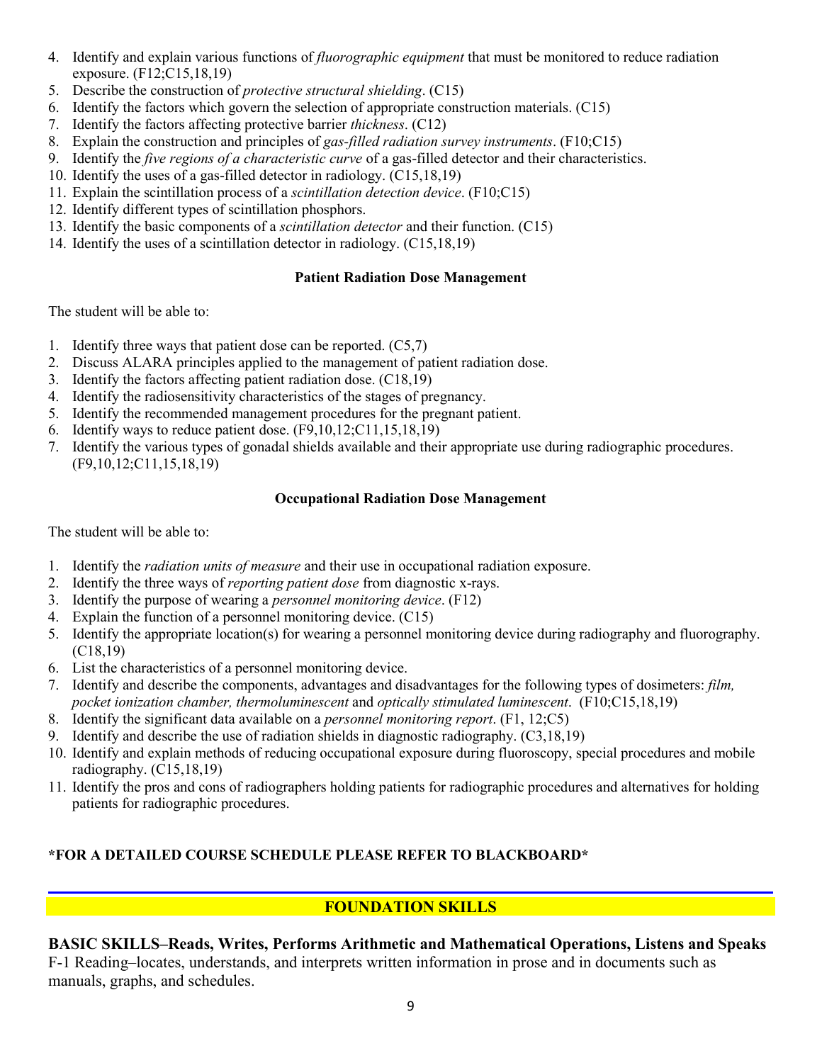4. Identify and explain various functions of *fluorographic equipment* that must be monitored to reduce radiation exposure. (F12;C15,18,19)
5. Describe the construction of *protective structural shielding*. (C15)
6. Identify the factors which govern the selection of appropriate construction materials. (C15)
7. Identify the factors affecting protective barrier *thickness*. (C12)
8. Explain the construction and principles of *gas-filled radiation survey instruments*. (F10;C15)
9. Identify the *five regions of a characteristic curve* of a gas-filled detector and their characteristics.
10. Identify the uses of a gas-filled detector in radiology. (C15,18,19)
11. Explain the scintillation process of a *scintillation detection device*. (F10;C15)
12. Identify different types of scintillation phosphors.
13. Identify the basic components of a *scintillation detector* and their function. (C15)
14. Identify the uses of a scintillation detector in radiology. (C15,18,19)

**Patient Radiation Dose Management**

The student will be able to:

1. Identify three ways that patient dose can be reported. (C5,7)
2. Discuss ALARA principles applied to the management of patient radiation dose.
3. Identify the factors affecting patient radiation dose. (C18,19)
4. Identify the radiosensitivity characteristics of the stages of pregnancy.
5. Identify the recommended management procedures for the pregnant patient.
6. Identify ways to reduce patient dose. (F9,10,12;C11,15,18,19)
7. Identify the various types of gonadal shields available and their appropriate use during radiographic procedures. (F9,10,12;C11,15,18,19)

**Occupational Radiation Dose Management**

The student will be able to:

1. Identify the *radiation units of measure* and their use in occupational radiation exposure.
2. Identify the three ways of *reporting patient dose* from diagnostic x-rays.
3. Identify the purpose of wearing a *personnel monitoring device*. (F12)
4. Explain the function of a personnel monitoring device. (C15)
5. Identify the appropriate location(s) for wearing a personnel monitoring device during radiography and fluorography. (C18,19)
6. List the characteristics of a personnel monitoring device.
7. Identify and describe the components, advantages and disadvantages for the following types of dosimeters: *film, pocket ionization chamber, thermoluminescent* and *optically stimulated luminescent*. (F10;C15,18,19)
8. Identify the significant data available on a *personnel monitoring report*. (F1, 12;C5)
9. Identify and describe the use of radiation shields in diagnostic radiography. (C3,18,19)
10. Identify and explain methods of reducing occupational exposure during fluoroscopy, special procedures and mobile radiography. (C15,18,19)
11. Identify the pros and cons of radiographers holding patients for radiographic procedures and alternatives for holding patients for radiographic procedures.

**\*FOR A DETAILED COURSE SCHEDULE PLEASE REFER TO BLACKBOARD\***

## FOUNDATION SKILLS

**BASIC SKILLS–Reads, Writes, Performs Arithmetic and Mathematical Operations, Listens and Speaks**

F-1 Reading–locates, understands, and interprets written information in prose and in documents such as manuals, graphs, and schedules.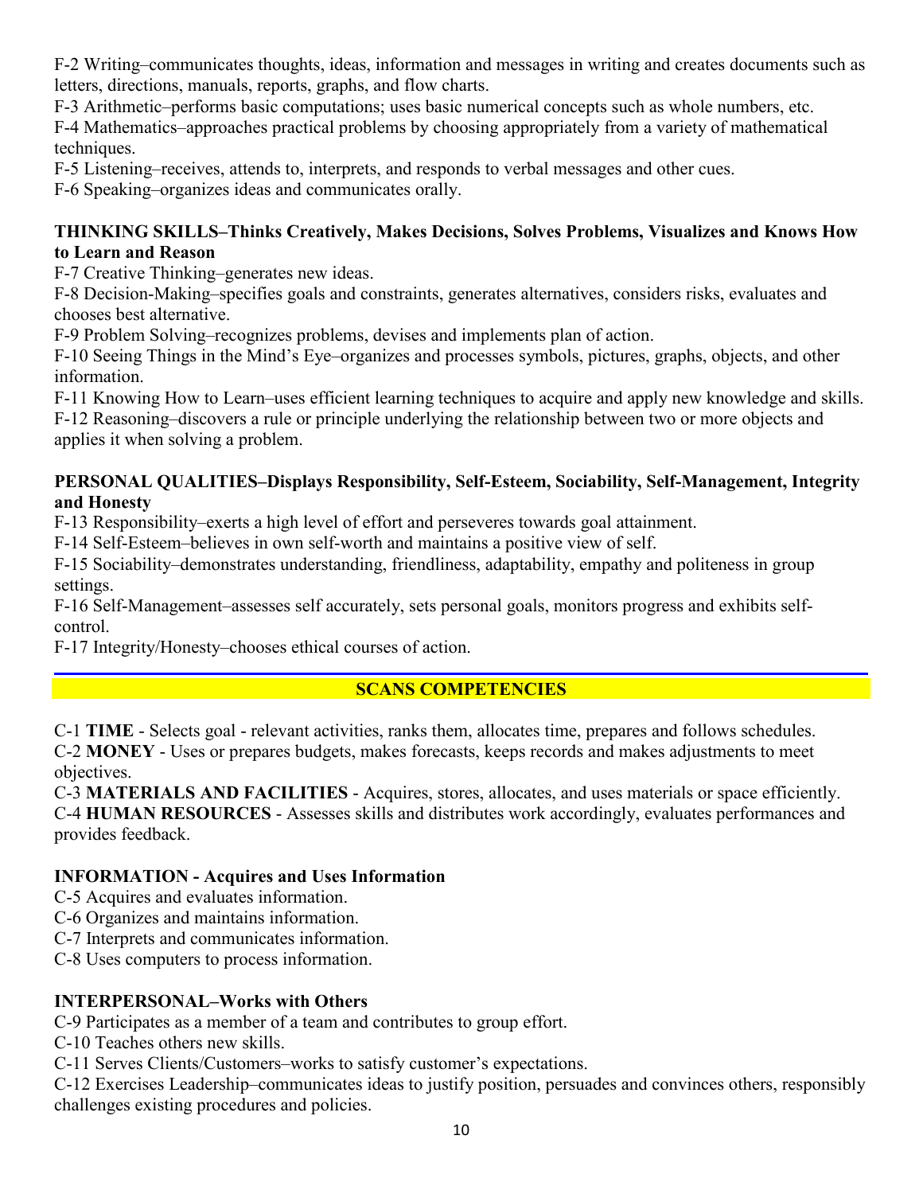F-2 Writing–communicates thoughts, ideas, information and messages in writing and creates documents such as letters, directions, manuals, reports, graphs, and flow charts.

F-3 Arithmetic–performs basic computations; uses basic numerical concepts such as whole numbers, etc.

F-4 Mathematics–approaches practical problems by choosing appropriately from a variety of mathematical techniques.

F-5 Listening–receives, attends to, interprets, and responds to verbal messages and other cues.

F-6 Speaking–organizes ideas and communicates orally.

**THINKING SKILLS–Thinks Creatively, Makes Decisions, Solves Problems, Visualizes and Knows How to Learn and Reason**

F-7 Creative Thinking–generates new ideas.

F-8 Decision-Making–specifies goals and constraints, generates alternatives, considers risks, evaluates and chooses best alternative.

F-9 Problem Solving–recognizes problems, devises and implements plan of action.

F-10 Seeing Things in the Mind's Eye–organizes and processes symbols, pictures, graphs, objects, and other information.

F-11 Knowing How to Learn–uses efficient learning techniques to acquire and apply new knowledge and skills.

F-12 Reasoning–discovers a rule or principle underlying the relationship between two or more objects and applies it when solving a problem.

**PERSONAL QUALITIES–Displays Responsibility, Self-Esteem, Sociability, Self-Management, Integrity and Honesty**

F-13 Responsibility–exerts a high level of effort and perseveres towards goal attainment.

F-14 Self-Esteem–believes in own self-worth and maintains a positive view of self.

F-15 Sociability–demonstrates understanding, friendliness, adaptability, empathy and politeness in group settings.

F-16 Self-Management–assesses self accurately, sets personal goals, monitors progress and exhibits self-control.

F-17 Integrity/Honesty–chooses ethical courses of action.

## SCANS COMPETENCIES

C-1 **TIME** - Selects goal - relevant activities, ranks them, allocates time, prepares and follows schedules.

C-2 **MONEY** - Uses or prepares budgets, makes forecasts, keeps records and makes adjustments to meet objectives.

C-3 **MATERIALS AND FACILITIES** - Acquires, stores, allocates, and uses materials or space efficiently.

C-4 **HUMAN RESOURCES** - Assesses skills and distributes work accordingly, evaluates performances and provides feedback.

**INFORMATION - Acquires and Uses Information**

C-5 Acquires and evaluates information.

C-6 Organizes and maintains information.

C-7 Interprets and communicates information.

C-8 Uses computers to process information.

**INTERPERSONAL–Works with Others**

C-9 Participates as a member of a team and contributes to group effort.

C-10 Teaches others new skills.

C-11 Serves Clients/Customers–works to satisfy customer's expectations.

C-12 Exercises Leadership–communicates ideas to justify position, persuades and convinces others, responsibly challenges existing procedures and policies.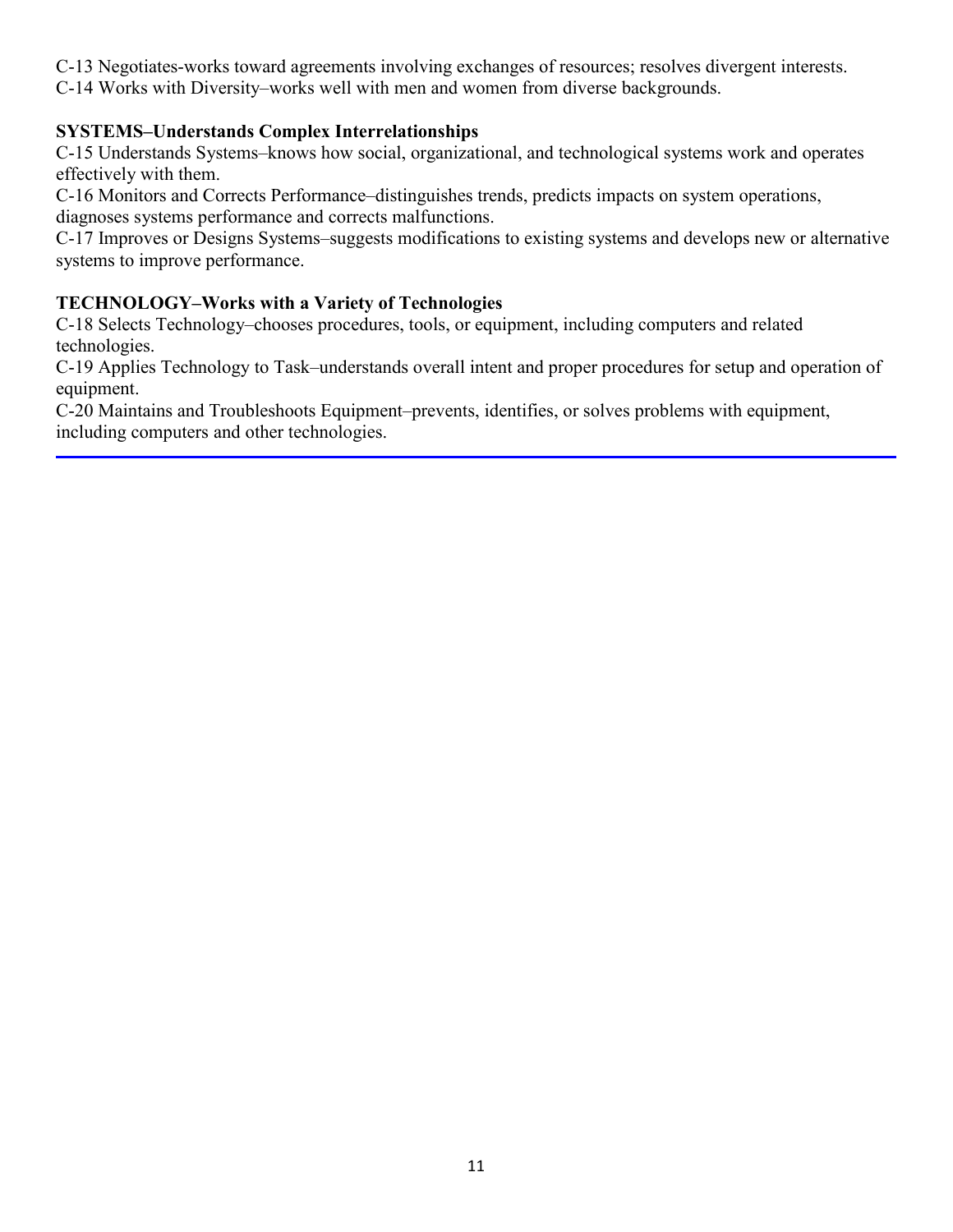C-13 Negotiates-works toward agreements involving exchanges of resources; resolves divergent interests.
C-14 Works with Diversity–works well with men and women from diverse backgrounds.

**SYSTEMS–Understands Complex Interrelationships**
C-15 Understands Systems–knows how social, organizational, and technological systems work and operates effectively with them.
C-16 Monitors and Corrects Performance–distinguishes trends, predicts impacts on system operations, diagnoses systems performance and corrects malfunctions.
C-17 Improves or Designs Systems–suggests modifications to existing systems and develops new or alternative systems to improve performance.

**TECHNOLOGY–Works with a Variety of Technologies**
C-18 Selects Technology–chooses procedures, tools, or equipment, including computers and related technologies.
C-19 Applies Technology to Task–understands overall intent and proper procedures for setup and operation of equipment.
C-20 Maintains and Troubleshoots Equipment–prevents, identifies, or solves problems with equipment, including computers and other technologies.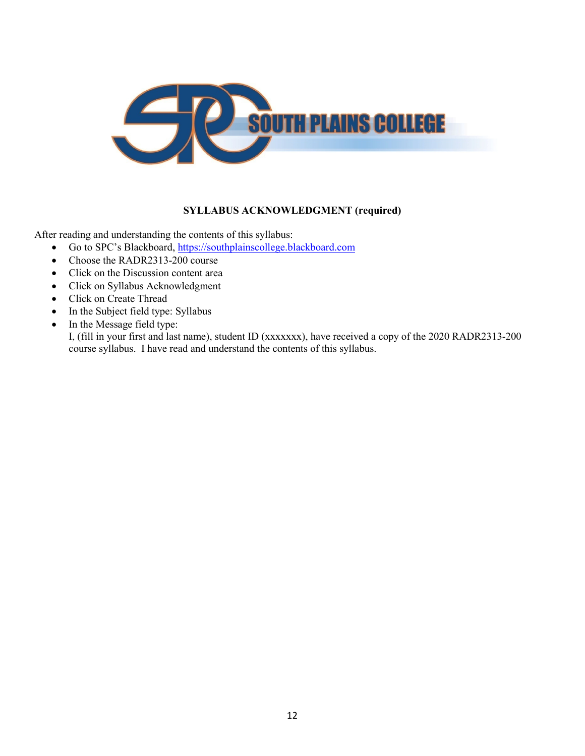SOUTH PLAINS COLLEGE

**SYLLABUS ACKNOWLEDGMENT (required)**

After reading and understanding the contents of this syllabus:

- Go to SPC's Blackboard, https://southplainscollege.blackboard.com
- Choose the RADR2313-200 course
- Click on the Discussion content area
- Click on Syllabus Acknowledgment
- Click on Create Thread
- In the Subject field type: Syllabus
- In the Message field type:
  I, (fill in your first and last name), student ID (xxxxxxx), have received a copy of the 2020 RADR2313-200 course syllabus. I have read and understand the contents of this syllabus.